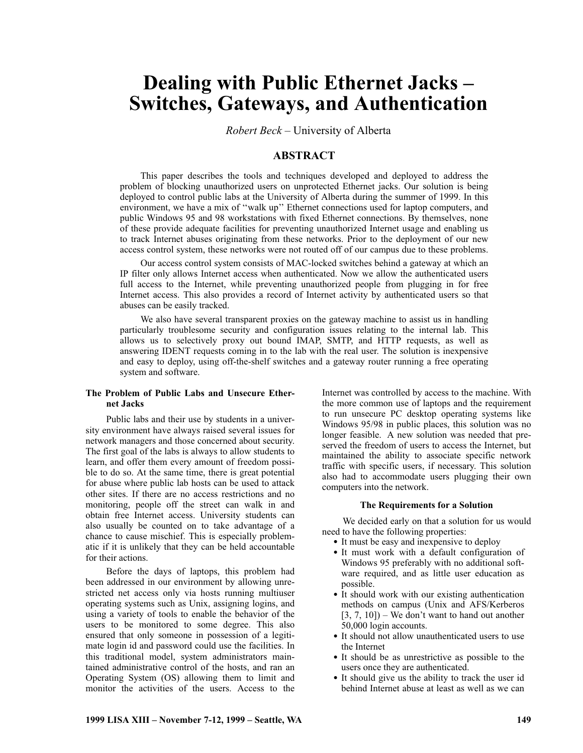# Dealing with Public Ethernet Jacks – Switches, Gateways, and Authentication

*Robert Beck* – University of Alberta

## ABSTRACT

This paper describes the tools and techniques developed and deployed to address the problem of blocking unauthorized users on unprotected Ethernet jacks. Our solution is being deployed to control public labs at the University of Alberta during the summer of 1999. In this environment, we have a mix of ''walk up'' Ethernet connections used for laptop computers, and public Windows 95 and 98 workstations with fixed Ethernet connections. By themselves, none of these provide adequate facilities for preventing unauthorized Internet usage and enabling us to track Internet abuses originating from these networks. Prior to the deployment of our new access control system, these networks were not routed off of our campus due to these problems.

Our access control system consists of MAC-locked switches behind a gateway at which an IP filter only allows Internet access when authenticated. Now we allow the authenticated users full access to the Internet, while preventing unauthorized people from plugging in for free Internet access. This also provides a record of Internet activity by authenticated users so that abuses can be easily tracked.

We also have several transparent proxies on the gateway machine to assist us in handling particularly troublesome security and configuration issues relating to the internal lab. This allows us to selectively proxy out bound IMAP, SMTP, and HTTP requests, as well as answering IDENT requests coming in to the lab with the real user. The solution is inexpensive and easy to deploy, using off-the-shelf switches and a gateway router running a free operating system and software.

### The Problem of Public Labs and Unsecure Ethernet Jacks

Public labs and their use by students in a university environment have always raised several issues for network managers and those concerned about security. The first goal of the labs is always to allow students to learn, and offer them every amount of freedom possible to do so. At the same time, there is great potential for abuse where public lab hosts can be used to attack other sites. If there are no access restrictions and no monitoring, people off the street can walk in and obtain free Internet access. University students can also usually be counted on to take advantage of a chance to cause mischief. This is especially problematic if it is unlikely that they can be held accountable for their actions.

Before the days of laptops, this problem had been addressed in our environment by allowing unrestricted net access only via hosts running multiuser operating systems such as Unix, assigning logins, and using a variety of tools to enable the behavior of the users to be monitored to some degree. This also ensured that only someone in possession of a legitimate login id and password could use the facilities. In this traditional model, system administrators maintained administrative control of the hosts, and ran an Operating System (OS) allowing them to limit and monitor the activities of the users. Access to the Internet was controlled by access to the machine. With the more common use of laptops and the requirement to run unsecure PC desktop operating systems like Windows 95/98 in public places, this solution was no longer feasible. A new solution was needed that preserved the freedom of users to access the Internet, but maintained the ability to associate specific network traffic with specific users, if necessary. This solution also had to accommodate users plugging their own computers into the network.

### The Requirements for a Solution

We decided early on that a solution for us would need to have the following properties:

- It must be easy and inexpensive to deploy
- It must work with a default configuration of Windows 95 preferably with no additional software required, and as little user education as possible.
- It should work with our existing authentication methods on campus (Unix and AFS/Kerberos [3, 7, 10]) – We don't want to hand out another 50,000 login accounts.
- It should not allow unauthenticated users to use the Internet
- It should be as unrestrictive as possible to the users once they are authenticated.
- It should give us the ability to track the user id behind Internet abuse at least as well as we can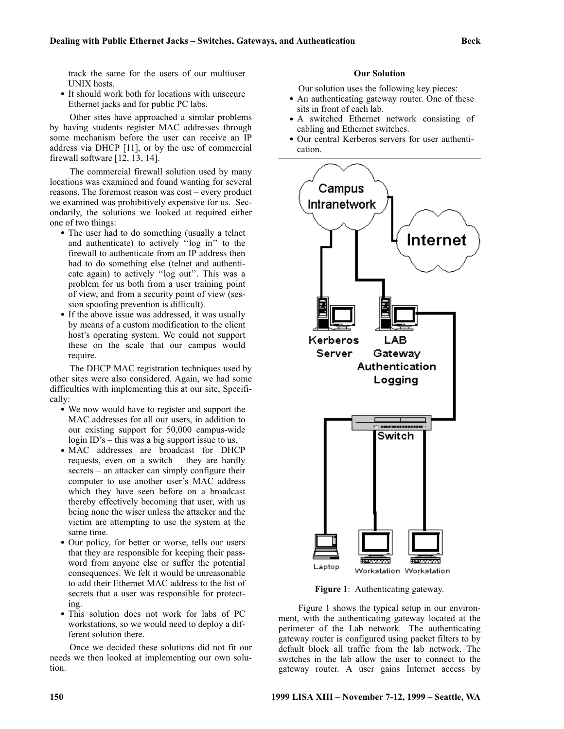track the same for the users of our multiuser UNIX hosts.

- It should work both for locations with unsecure Ethernet jacks and for public PC labs.

Other sites have approached a similar problems by having students register MAC addresses through some mechanism before the user can receive an IP address via DHCP [11], or by the use of commercial firewall software [12, 13, 14].

The commercial firewall solution used by many locations was examined and found wanting for several reasons. The foremost reason was cost – every product we examined was prohibitively expensive for us. Secondarily, the solutions we looked at required either one of two things:

- The user had to do something (usually a telnet and authenticate) to actively ''log in'' to the firewall to authenticate from an IP address then had to do something else (telnet and authenticate again) to actively ''log out''. This was a problem for us both from a user training point of view, and from a security point of view (session spoofing prevention is difficult).
- If the above issue was addressed, it was usually by means of a custom modification to the client host's operating system. We could not support these on the scale that our campus would require.

The DHCP MAC registration techniques used by other sites were also considered. Again, we had some difficulties with implementing this at our site, Specifically:

- We now would have to register and support the MAC addresses for all our users, in addition to our existing support for 50,000 campus-wide login ID's – this was a big support issue to us.
- MAC addresses are broadcast for DHCP requests, even on a switch – they are hardly secrets – an attacker can simply configure their computer to use another user's MAC address which they have seen before on a broadcast thereby effectively becoming that user, with us being none the wiser unless the attacker and the victim are attempting to use the system at the same time.
- Our policy, for better or worse, tells our users that they are responsible for keeping their password from anyone else or suffer the potential consequences. We felt it would be unreasonable to add their Ethernet MAC address to the list of secrets that a user was responsible for protecting.
- This solution does not work for labs of PC workstations, so we would need to deploy a different solution there.

Once we decided these solutions did not fit our needs we then looked at implementing our own solution.

## Our Solution

Our solution uses the following key pieces:

- An authenticating gateway router. One of these sits in front of each lab.
- A switched Ethernet network consisting of cabling and Ethernet switches.
- Our central Kerberos servers for user authentication.

**Figure 1**: Authenticating gateway.

Figure 1 shows the typical setup in our environment, with the authenticating gateway located at the perimeter of the Lab network. The authenticating gateway router is configured using packet filters to by default block all traffic from the lab network. The switches in the lab allow the user to connect to the gateway router. A user gains Internet access by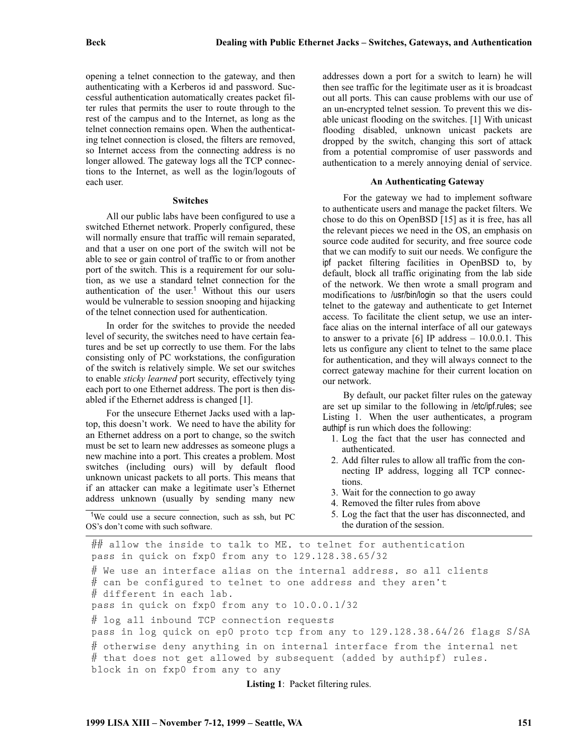opening a telnet connection to the gateway, and then authenticating with a Kerberos id and password. Successful authentication automatically creates packet filter rules that permits the user to route through to the rest of the campus and to the Internet, as long as the telnet connection remains open. When the authenticating telnet connection is closed, the filters are removed, so Internet access from the connecting address is no longer allowed. The gateway logs all the TCP connections to the Internet, as well as the login/logouts of each user.

### Switches

All our public labs have been configured to use a switched Ethernet network. Properly configured, these will normally ensure that traffic will remain separated, and that a user on one port of the switch will not be able to see or gain control of traffic to or from another port of the switch. This is a requirement for our solution, as we use a standard telnet connection for the authentication of the user.[1] Without this our users would be vulnerable to session snooping and hijacking of the telnet connection used for authentication.

In order for the switches to provide the needed level of security, the switches need to have certain features and be set up correctly to use them. For the labs consisting only of PC workstations, the configuration of the switch is relatively simple. We set our switches to enable *sticky learned* port security, effectively tying each port to one Ethernet address. The port is then disabled if the Ethernet address is changed [1].

For the unsecure Ethernet Jacks used with a laptop, this doesn't work. We need to have the ability for an Ethernet address on a port to change, so the switch must be set to learn new addresses as someone plugs a new machine into a port. This creates a problem. Most switches (including ours) will by default flood unknown unicast packets to all ports. This means that if an attacker can make a legitimate user's Ethernet address unknown (usually by sending many new addresses down a port for a switch to learn) he will then see traffic for the legitimate user as it is broadcast out all ports. This can cause problems with our use of an un-encrypted telnet session. To prevent this we disable unicast flooding on the switches. [1] With unicast flooding disabled, unknown unicast packets are dropped by the switch, changing this sort of attack from a potential compromise of user passwords and authentication to a merely annoying denial of service.

[1] We could use a secure connection, such as ssh, but PC OS's don't come with such software.

### An Authenticating Gateway

For the gateway we had to implement software to authenticate users and manage the packet filters. We chose to do this on OpenBSD [15] as it is free, has all the relevant pieces we need in the OS, an emphasis on source code audited for security, and free source code that we can modify to suit our needs. We configure the ipf packet filtering facilities in OpenBSD to, by default, block all traffic originating from the lab side of the network. We then wrote a small program and modifications to /usr/bin/login so that the users could telnet to the gateway and authenticate to get Internet access. To facilitate the client setup, we use an interface alias on the internal interface of all our gateways to answer to a private [6] IP address – 10.0.0.1. This lets us configure any client to telnet to the same place for authentication, and they will always connect to the correct gateway machine for their current location on our network.

By default, our packet filter rules on the gateway are set up similar to the following in /etc/ipf.rules; see Listing 1. When the user authenticates, a program authipf is run which does the following:

1. Log the fact that the user has connected and authenticated.
2. Add filter rules to allow all traffic from the connecting IP address, logging all TCP connections.
3. Wait for the connection to go away
4. Removed the filter rules from above
5. Log the fact that the user has disconnected, and the duration of the session.

```
## allow the inside to talk to ME, to telnet for authentication
pass in quick on fxp0 from any to 129.128.38.65/32
# We use an interface alias on the internal address, so all clients
# can be configured to telnet to one address and they aren't
# different in each lab.
pass in quick on fxp0 from any to 10.0.0.1/32
# log all inbound TCP connection requests
pass in log quick on ep0 proto tcp from any to 129.128.38.64/26 flags S/SA
# otherwise deny anything in on internal interface from the internal net
# that does not get allowed by subsequent (added by authipf) rules.
block in on fxp0 from any to any
```

**Listing 1**: Packet filtering rules.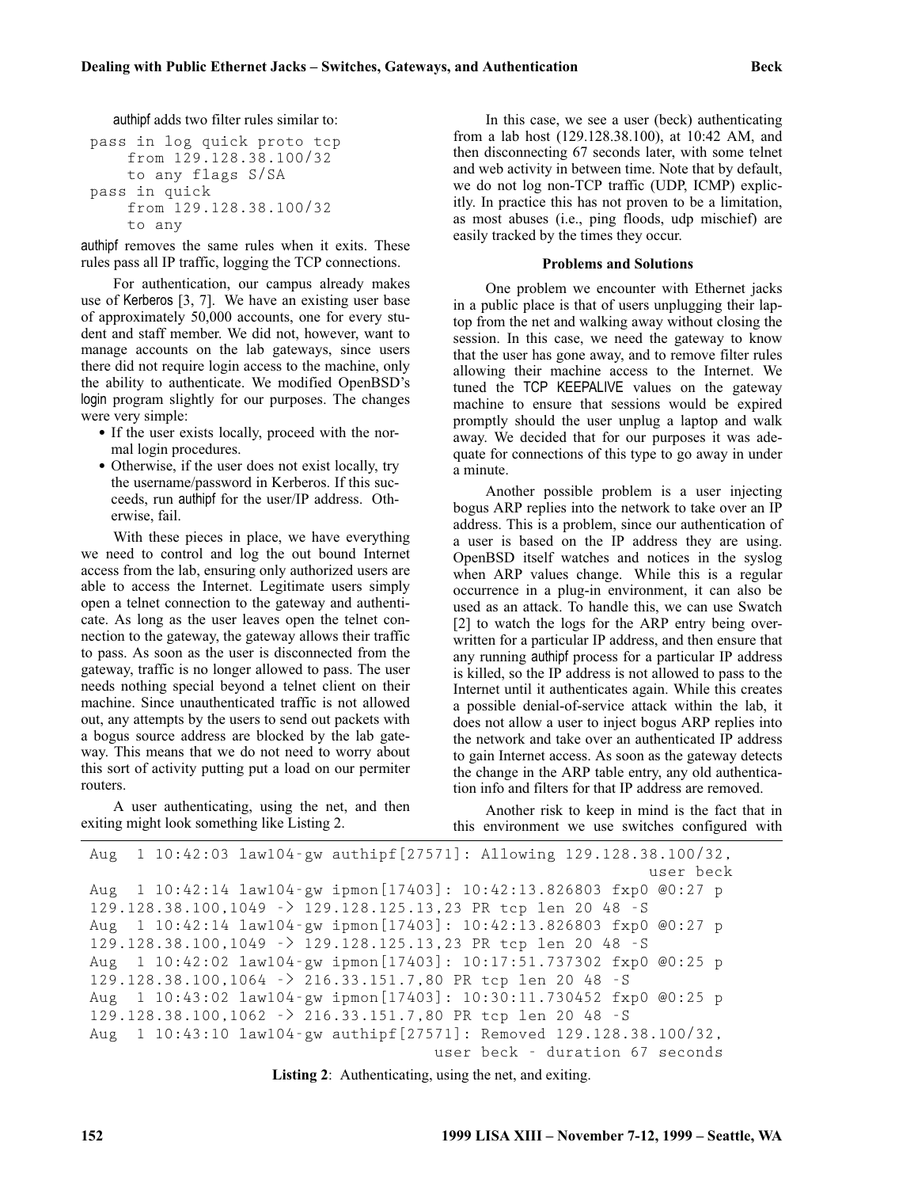authipf adds two filter rules similar to:

```
pass in log quick proto tcp
     from 129.128.38.100/32
     to any flags S/SA
pass in quick
     from 129.128.38.100/32
     to any
```

authipf removes the same rules when it exits. These rules pass all IP traffic, logging the TCP connections.

For authentication, our campus already makes use of Kerberos [3, 7]. We have an existing user base of approximately 50,000 accounts, one for every student and staff member. We did not, however, want to manage accounts on the lab gateways, since users there did not require login access to the machine, only the ability to authenticate. We modified OpenBSD's login program slightly for our purposes. The changes were very simple:

- If the user exists locally, proceed with the normal login procedures.
- Otherwise, if the user does not exist locally, try the username/password in Kerberos. If this succeeds, run authipf for the user/IP address. Otherwise, fail.

With these pieces in place, we have everything we need to control and log the out bound Internet access from the lab, ensuring only authorized users are able to access the Internet. Legitimate users simply open a telnet connection to the gateway and authenticate. As long as the user leaves open the telnet connection to the gateway, the gateway allows their traffic to pass. As soon as the user is disconnected from the gateway, traffic is no longer allowed to pass. The user needs nothing special beyond a telnet client on their machine. Since unauthenticated traffic is not allowed out, any attempts by the users to send out packets with a bogus source address are blocked by the lab gateway. This means that we do not need to worry about this sort of activity putting put a load on our permiter routers.

A user authenticating, using the net, and then exiting might look something like Listing 2.

In this case, we see a user (beck) authenticating from a lab host (129.128.38.100), at 10:42 AM, and then disconnecting 67 seconds later, with some telnet and web activity in between time. Note that by default, we do not log non-TCP traffic (UDP, ICMP) explicitly. In practice this has not proven to be a limitation, as most abuses (i.e., ping floods, udp mischief) are easily tracked by the times they occur.

### Problems and Solutions

One problem we encounter with Ethernet jacks in a public place is that of users unplugging their laptop from the net and walking away without closing the session. In this case, we need the gateway to know that the user has gone away, and to remove filter rules allowing their machine access to the Internet. We tuned the TCP KEEPALIVE values on the gateway machine to ensure that sessions would be expired promptly should the user unplug a laptop and walk away. We decided that for our purposes it was adequate for connections of this type to go away in under a minute.

Another possible problem is a user injecting bogus ARP replies into the network to take over an IP address. This is a problem, since our authentication of a user is based on the IP address they are using. OpenBSD itself watches and notices in the syslog when ARP values change. While this is a regular occurrence in a plug-in environment, it can also be used as an attack. To handle this, we can use Swatch [2] to watch the logs for the ARP entry being overwritten for a particular IP address, and then ensure that any running authipf process for a particular IP address is killed, so the IP address is not allowed to pass to the Internet until it authenticates again. While this creates a possible denial-of-service attack within the lab, it does not allow a user to inject bogus ARP replies into the network and take over an authenticated IP address to gain Internet access. As soon as the gateway detects the change in the ARP table entry, any old authentication info and filters for that IP address are removed.

Another risk to keep in mind is the fact that in this environment we use switches configured with

```
Aug  1 10:42:03 law104-gw authipf[27571]: Allowing 129.128.38.100/32,
                                                              user beck
Aug  1 10:42:14 law104-gw ipmon[17403]: 10:42:13.826803 fxp0 @0:27 p
129.128.38.100,1049 -> 129.128.125.13,23 PR tcp len 20 48 -S
Aug  1 10:42:14 law104-gw ipmon[17403]: 10:42:13.826803 fxp0 @0:27 p
129.128.38.100,1049 -> 129.128.125.13,23 PR tcp len 20 48 -S
Aug  1 10:42:02 law104-gw ipmon[17403]: 10:17:51.737302 fxp0 @0:25 p
129.128.38.100,1064 -> 216.33.151.7,80 PR tcp len 20 48 -S
Aug  1 10:43:02 law104-gw ipmon[17403]: 10:30:11.730452 fxp0 @0:25 p
129.128.38.100,1062 -> 216.33.151.7,80 PR tcp len 20 48 -S
Aug  1 10:43:10 law104-gw authipf[27571]: Removed 129.128.38.100/32,
                                         user beck - duration 67 seconds
```

**Listing 2**: Authenticating, using the net, and exiting.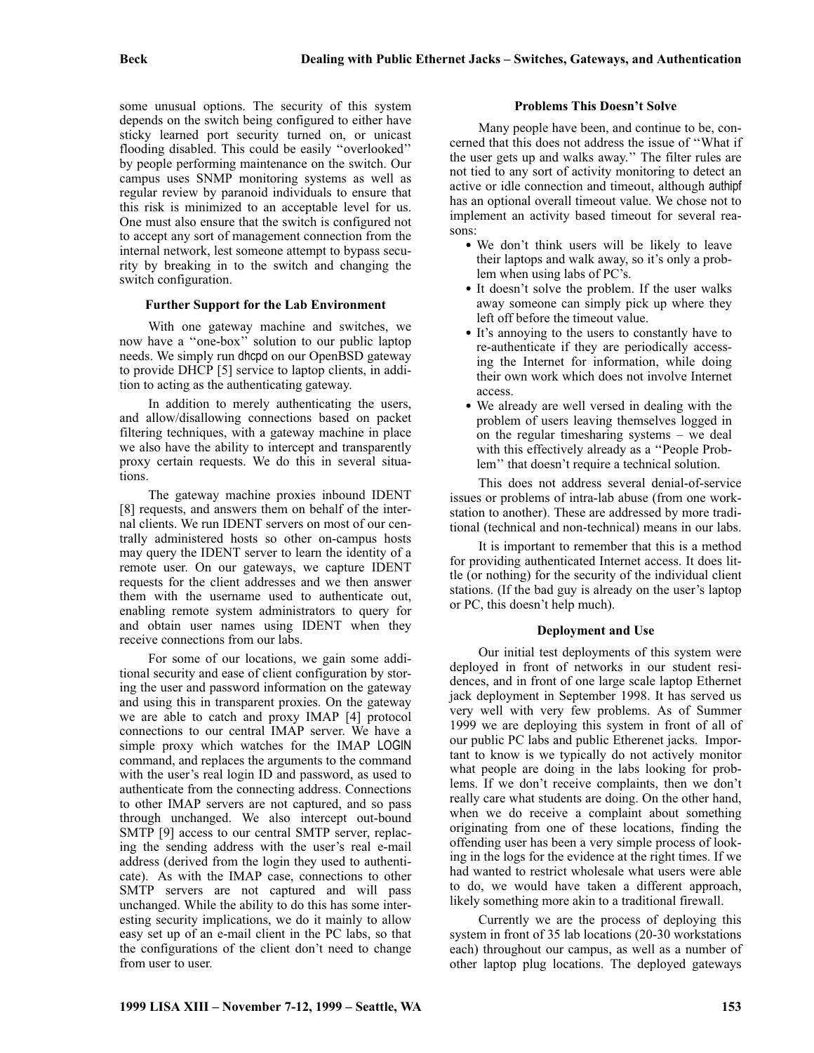some unusual options. The security of this system depends on the switch being configured to either have sticky learned port security turned on, or unicast flooding disabled. This could be easily ''overlooked'' by people performing maintenance on the switch. Our campus uses SNMP monitoring systems as well as regular review by paranoid individuals to ensure that this risk is minimized to an acceptable level for us. One must also ensure that the switch is configured not to accept any sort of management connection from the internal network, lest someone attempt to bypass security by breaking in to the switch and changing the switch configuration.

### Further Support for the Lab Environment

With one gateway machine and switches, we now have a ''one-box'' solution to our public laptop needs. We simply run dhcpd on our OpenBSD gateway to provide DHCP [5] service to laptop clients, in addition to acting as the authenticating gateway.

In addition to merely authenticating the users, and allow/disallowing connections based on packet filtering techniques, with a gateway machine in place we also have the ability to intercept and transparently proxy certain requests. We do this in several situations.

The gateway machine proxies inbound IDENT [8] requests, and answers them on behalf of the internal clients. We run IDENT servers on most of our centrally administered hosts so other on-campus hosts may query the IDENT server to learn the identity of a remote user. On our gateways, we capture IDENT requests for the client addresses and we then answer them with the username used to authenticate out, enabling remote system administrators to query for and obtain user names using IDENT when they receive connections from our labs.

For some of our locations, we gain some additional security and ease of client configuration by storing the user and password information on the gateway and using this in transparent proxies. On the gateway we are able to catch and proxy IMAP [4] protocol connections to our central IMAP server. We have a simple proxy which watches for the IMAP LOGIN command, and replaces the arguments to the command with the user's real login ID and password, as used to authenticate from the connecting address. Connections to other IMAP servers are not captured, and so pass through unchanged. We also intercept out-bound SMTP [9] access to our central SMTP server, replacing the sending address with the user's real e-mail address (derived from the login they used to authenticate). As with the IMAP case, connections to other SMTP servers are not captured and will pass unchanged. While the ability to do this has some interesting security implications, we do it mainly to allow easy set up of an e-mail client in the PC labs, so that the configurations of the client don't need to change from user to user.

### Problems This Doesn't Solve

Many people have been, and continue to be, concerned that this does not address the issue of ''What if the user gets up and walks away.'' The filter rules are not tied to any sort of activity monitoring to detect an active or idle connection and timeout, although authipf has an optional overall timeout value. We chose not to implement an activity based timeout for several reasons:

- We don't think users will be likely to leave their laptops and walk away, so it's only a problem when using labs of PC's.
- It doesn't solve the problem. If the user walks away someone can simply pick up where they left off before the timeout value.
- It's annoying to the users to constantly have to re-authenticate if they are periodically accessing the Internet for information, while doing their own work which does not involve Internet access.
- We already are well versed in dealing with the problem of users leaving themselves logged in on the regular timesharing systems – we deal with this effectively already as a ''People Problem'' that doesn't require a technical solution.

This does not address several denial-of-service issues or problems of intra-lab abuse (from one workstation to another). These are addressed by more traditional (technical and non-technical) means in our labs.

It is important to remember that this is a method for providing authenticated Internet access. It does little (or nothing) for the security of the individual client stations. (If the bad guy is already on the user's laptop or PC, this doesn't help much).

### Deployment and Use

Our initial test deployments of this system were deployed in front of networks in our student residences, and in front of one large scale laptop Ethernet jack deployment in September 1998. It has served us very well with very few problems. As of Summer 1999 we are deploying this system in front of all of our public PC labs and public Etherenet jacks. Important to know is we typically do not actively monitor what people are doing in the labs looking for problems. If we don't receive complaints, then we don't really care what students are doing. On the other hand, when we do receive a complaint about something originating from one of these locations, finding the offending user has been a very simple process of looking in the logs for the evidence at the right times. If we had wanted to restrict wholesale what users were able to do, we would have taken a different approach, likely something more akin to a traditional firewall.

Currently we are the process of deploying this system in front of 35 lab locations (20-30 workstations each) throughout our campus, as well as a number of other laptop plug locations. The deployed gateways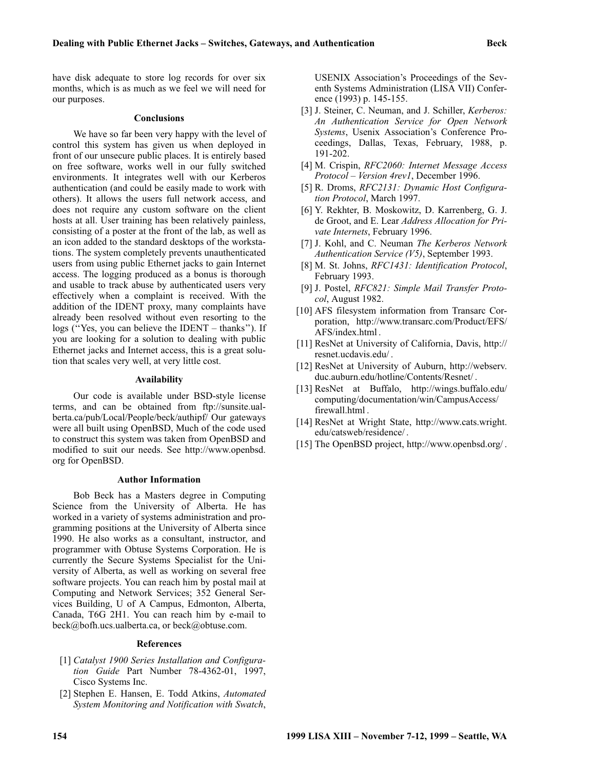have disk adequate to store log records for over six months, which is as much as we feel we will need for our purposes.

### Conclusions

We have so far been very happy with the level of control this system has given us when deployed in front of our unsecure public places. It is entirely based on free software, works well in our fully switched environments. It integrates well with our Kerberos authentication (and could be easily made to work with others). It allows the users full network access, and does not require any custom software on the client hosts at all. User training has been relatively painless, consisting of a poster at the front of the lab, as well as an icon added to the standard desktops of the workstations. The system completely prevents unauthenticated users from using public Ethernet jacks to gain Internet access. The logging produced as a bonus is thorough and usable to track abuse by authenticated users very effectively when a complaint is received. With the addition of the IDENT proxy, many complaints have already been resolved without even resorting to the logs (''Yes, you can believe the IDENT – thanks''). If you are looking for a solution to dealing with public Ethernet jacks and Internet access, this is a great solution that scales very well, at very little cost.

### Availability

Our code is available under BSD-style license terms, and can be obtained from ftp://sunsite.ualberta.ca/pub/Local/People/beck/authipf/ Our gateways were all built using OpenBSD, Much of the code used to construct this system was taken from OpenBSD and modified to suit our needs. See http://www.openbsd.org for OpenBSD.

### Author Information

Bob Beck has a Masters degree in Computing Science from the University of Alberta. He has worked in a variety of systems administration and programming positions at the University of Alberta since 1990. He also works as a consultant, instructor, and programmer with Obtuse Systems Corporation. He is currently the Secure Systems Specialist for the University of Alberta, as well as working on several free software projects. You can reach him by postal mail at Computing and Network Services; 352 General Services Building, U of A Campus, Edmonton, Alberta, Canada, T6G 2H1. You can reach him by e-mail to beck@bofh.ucs.ualberta.ca, or beck@obtuse.com.

### References

[1] *Catalyst 1900 Series Installation and Configuration Guide* Part Number 78-4362-01, 1997, Cisco Systems Inc.

[2] Stephen E. Hansen, E. Todd Atkins, *Automated System Monitoring and Notification with Swatch*, USENIX Association's Proceedings of the Seventh Systems Administration (LISA VII) Conference (1993) p. 145-155.

[3] J. Steiner, C. Neuman, and J. Schiller, *Kerberos: An Authentication Service for Open Network Systems*, Usenix Association's Conference Proceedings, Dallas, Texas, February, 1988, p. 191-202.

[4] M. Crispin, *RFC2060: Internet Message Access Protocol – Version 4rev1*, December 1996.

[5] R. Droms, *RFC2131: Dynamic Host Configuration Protocol*, March 1997.

[6] Y. Rekhter, B. Moskowitz, D. Karrenberg, G. J. de Groot, and E. Lear *Address Allocation for Private Internets*, February 1996.

[7] J. Kohl, and C. Neuman *The Kerberos Network Authentication Service (V5)*, September 1993.

[8] M. St. Johns, *RFC1431: Identification Protocol*, February 1993.

[9] J. Postel, *RFC821: Simple Mail Transfer Protocol*, August 1982.

[10] AFS filesystem information from Transarc Corporation, http://www.transarc.com/Product/EFS/AFS/index.html .

[11] ResNet at University of California, Davis, http://resnet.ucdavis.edu/ .

[12] ResNet at University of Auburn, http://webserv.duc.auburn.edu/hotline/Contents/Resnet/ .

[13] ResNet at Buffalo, http://wings.buffalo.edu/computing/documentation/win/CampusAccess/firewall.html .

[14] ResNet at Wright State, http://www.cats.wright.edu/catsweb/residence/ .

[15] The OpenBSD project, http://www.openbsd.org/ .